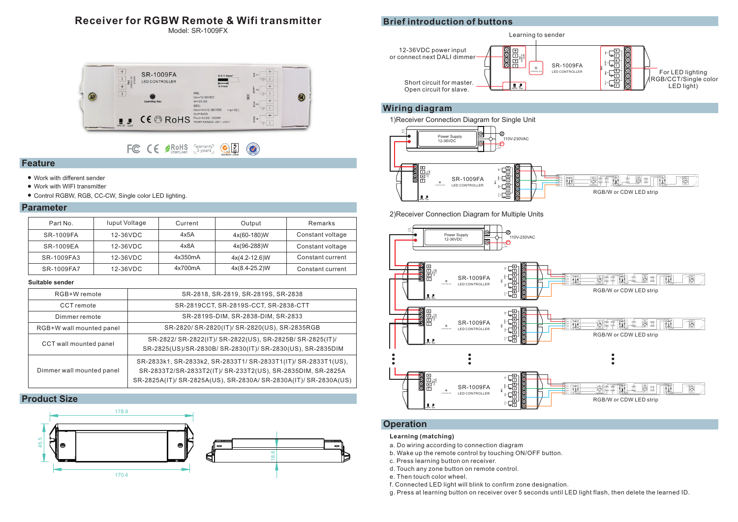# Receiver for RGBW Remote & Wifi transmitter

Model: SR-1009FX

## Feature

- Work with different sender
- Work with WIFI transmitter
- Control RGBW, RGB, CC-CW, Single color LED lighting.

## Parameter

| Part No. | Iuput Voltage | Current | Output | Remarks |
|---|---|---|---|---|
| SR-1009FA | 12-36VDC | 4x5A | 4x(60-180)W | Constant voltage |
| SR-1009EA | 12-36VDC | 4x8A | 4x(96-288)W | Constant voltage |
| SR-1009FA3 | 12-36VDC | 4x350mA | 4x(4.2-12.6)W | Constant current |
| SR-1009FA7 | 12-36VDC | 4x700mA | 4x(8.4-25.2)W | Constant current |

**Suitable sender**

| | |
|---|---|
| RGB+W remote | SR-2818, SR-2819, SR-2819S, SR-2838 |
| CCT remote | SR-2819CCT, SR-2819S-CCT, SR-2838-CTT |
| Dimmer remote | SR-2819S-DIM, SR-2838-DIM, SR-2833 |
| RGB+W wall mounted panel | SR-2820/ SR-2820(IT)/ SR-2820(US), SR-2835RGB |
| CCT wall mounted panel | SR-2822/ SR-2822(IT)/ SR-2822(US), SR-2825B/ SR-2825(IT)/ SR-2825(US)/SR-2830B/ SR-2830(IT)/ SR-2830(US), SR-2835DIM |
| Dimmer wall mounted panel | SR-2833k1, SR-2833k2, SR-2833T1/ SR-2833T1(IT)/ SR-2833T1(US), SR-2833T2/SR-2833T2(IT)/ SR-233T2(US), SR-2835DIM, SR-2825A SR-2825A(IT)/ SR-2825A(US), SR-2830A/ SR-2830A(IT)/ SR-2830A(US) |

## Product Size

178.9

45.5

170.4

18.6

## Brief introduction of buttons

Learning to sender

12-36VDC power input or connect next DALI dimmer

Short circuit for master. Open circuit for slave.

For LED lighting (RGB/CCT/Single color LED light)

## Wiring diagram

1)Receiver Connection Diagram for Single Unit

Power Supply 12-36VDC

110V-230VAC

SR-1009FA LED CONTROLLER

RGB/W or CDW LED strip

2)Receiver Connection Diagram for Multiple Units

Power Supply 12-36VDC

110V-230VAC

SR-1009FA LED CONTROLLER

RGB/W or CDW LED strip

## Operation

**Learning (matching)**

a. Do wiring according to connection diagram
b. Wake up the remote control by touching ON/OFF button.
c. Press learning button on receiver.
d. Touch any zone button on remote control.
e. Then touch color wheel.
f. Connected LED light will blink to confirm zone designation.
g. Press at learning button on receiver over 5 seconds until LED light flash, then delete the learned ID.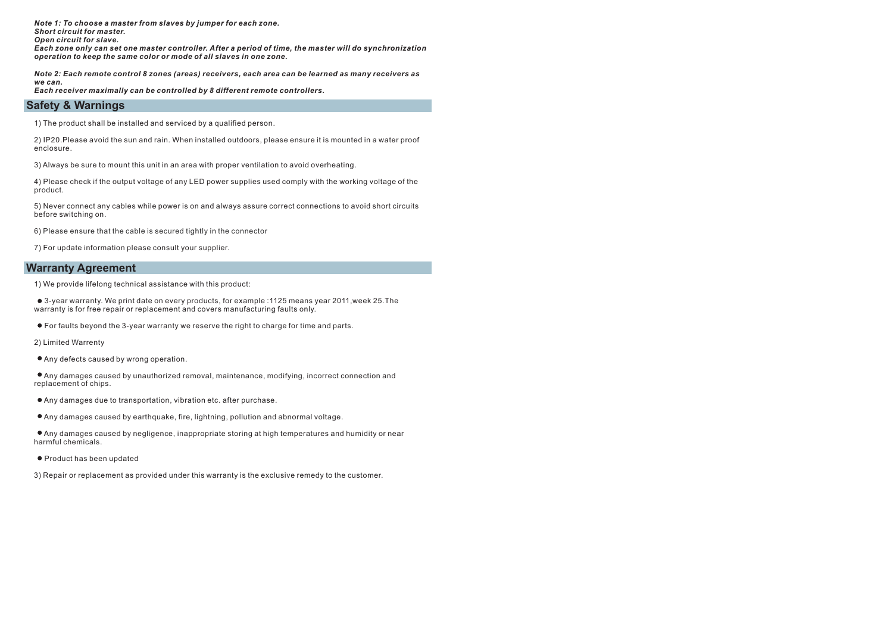*Note 1: To choose a master from slaves by jumper for each zone.*
*Short circuit for master.*
*Open circuit for slave.*
*Each zone only can set one master controller. After a period of time, the master will do synchronization operation to keep the same color or mode of all slaves in one zone.*

*Note 2: Each remote control 8 zones (areas) receivers, each area can be learned as many receivers as we can.*
*Each receiver maximally can be controlled by 8 different remote controllers.*

## Safety & Warnings

1) The product shall be installed and serviced by a qualified person.

2) IP20.Please avoid the sun and rain. When installed outdoors, please ensure it is mounted in a water proof enclosure.

3) Always be sure to mount this unit in an area with proper ventilation to avoid overheating.

4) Please check if the output voltage of any LED power supplies used comply with the working voltage of the product.

5) Never connect any cables while power is on and always assure correct connections to avoid short circuits before switching on.

6) Please ensure that the cable is secured tightly in the connector

7) For update information please consult your supplier.

## Warranty Agreement

1) We provide lifelong technical assistance with this product:

- 3-year warranty. We print date on every products, for example :1125 means year 2011,week 25.The warranty is for free repair or replacement and covers manufacturing faults only.

- For faults beyond the 3-year warranty we reserve the right to charge for time and parts.

2) Limited Warrenty

- Any defects caused by wrong operation.

- Any damages caused by unauthorized removal, maintenance, modifying, incorrect connection and replacement of chips.

- Any damages due to transportation, vibration etc. after purchase.

- Any damages caused by earthquake, fire, lightning, pollution and abnormal voltage.

- Any damages caused by negligence, inappropriate storing at high temperatures and humidity or near harmful chemicals.

- Product has been updated

3) Repair or replacement as provided under this warranty is the exclusive remedy to the customer.